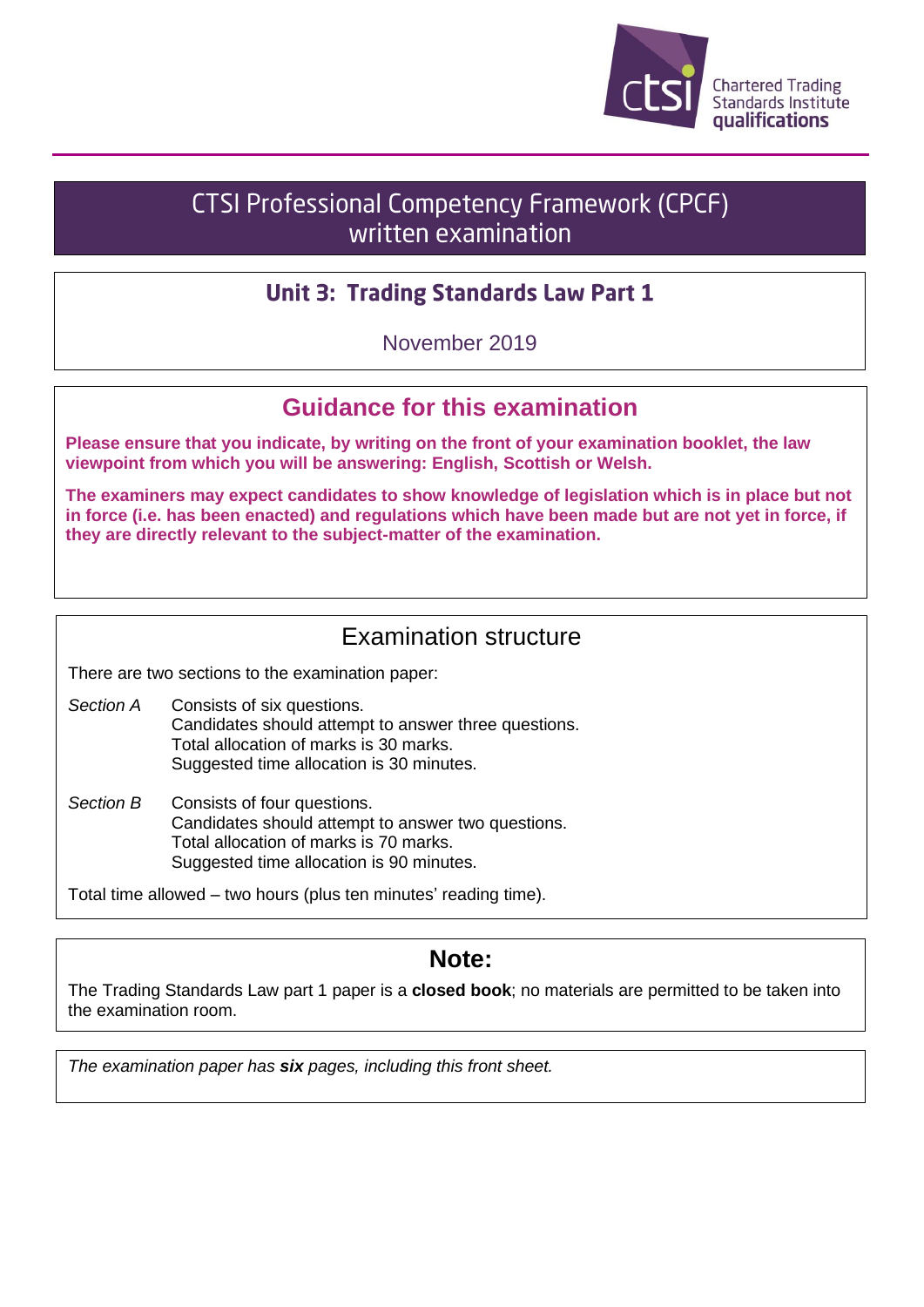Chartered Trading Standards Institute qualifications

# CTSI Professional Competency Framework (CPCF) written examination

## Unit 3: Trading Standards Law Part 1

November 2019

## Guidance for this examination

**Please ensure that you indicate, by writing on the front of your examination booklet, the law viewpoint from which you will be answering: English, Scottish or Welsh.**

**The examiners may expect candidates to show knowledge of legislation which is in place but not in force (i.e. has been enacted) and regulations which have been made but are not yet in force, if they are directly relevant to the subject-matter of the examination.**

## Examination structure

There are two sections to the examination paper:

*Section A* Consists of six questions.
Candidates should attempt to answer three questions.
Total allocation of marks is 30 marks.
Suggested time allocation is 30 minutes.

*Section B* Consists of four questions.
Candidates should attempt to answer two questions.
Total allocation of marks is 70 marks.
Suggested time allocation is 90 minutes.

Total time allowed – two hours (plus ten minutes' reading time).

## Note:

The Trading Standards Law part 1 paper is a **closed book**; no materials are permitted to be taken into the examination room.

*The examination paper has **six** pages, including this front sheet.*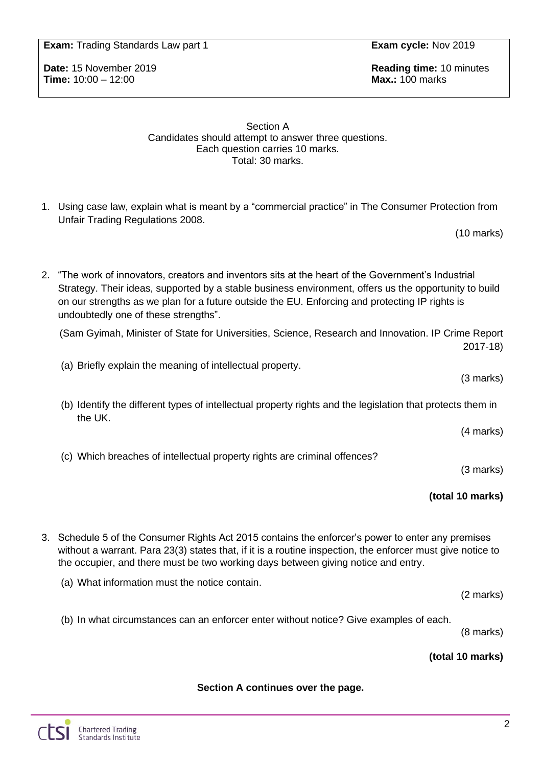| **Exam:** Trading Standards Law part 1 | **Exam cycle:** Nov 2019 |
| --- | --- |
| **Date:** 15 November 2019<br>**Time:** 10:00 – 12:00 | **Reading time:** 10 minutes<br>**Max.:** 100 marks |

Section A
Candidates should attempt to answer three questions.
Each question carries 10 marks.
Total: 30 marks.

1. Using case law, explain what is meant by a "commercial practice" in The Consumer Protection from Unfair Trading Regulations 2008.

   (10 marks)

2. "The work of innovators, creators and inventors sits at the heart of the Government's Industrial Strategy. Their ideas, supported by a stable business environment, offers us the opportunity to build on our strengths as we plan for a future outside the EU. Enforcing and protecting IP rights is undoubtedly one of these strengths".

   (Sam Gyimah, Minister of State for Universities, Science, Research and Innovation. IP Crime Report 2017-18)

   (a) Briefly explain the meaning of intellectual property.

   (3 marks)

   (b) Identify the different types of intellectual property rights and the legislation that protects them in the UK.

   (4 marks)

   (c) Which breaches of intellectual property rights are criminal offences?

   (3 marks)

   **(total 10 marks)**

3. Schedule 5 of the Consumer Rights Act 2015 contains the enforcer's power to enter any premises without a warrant. Para 23(3) states that, if it is a routine inspection, the enforcer must give notice to the occupier, and there must be two working days between giving notice and entry.

   (a) What information must the notice contain.

   (2 marks)

   (b) In what circumstances can an enforcer enter without notice? Give examples of each.

   (8 marks)

   **(total 10 marks)**

**Section A continues over the page.**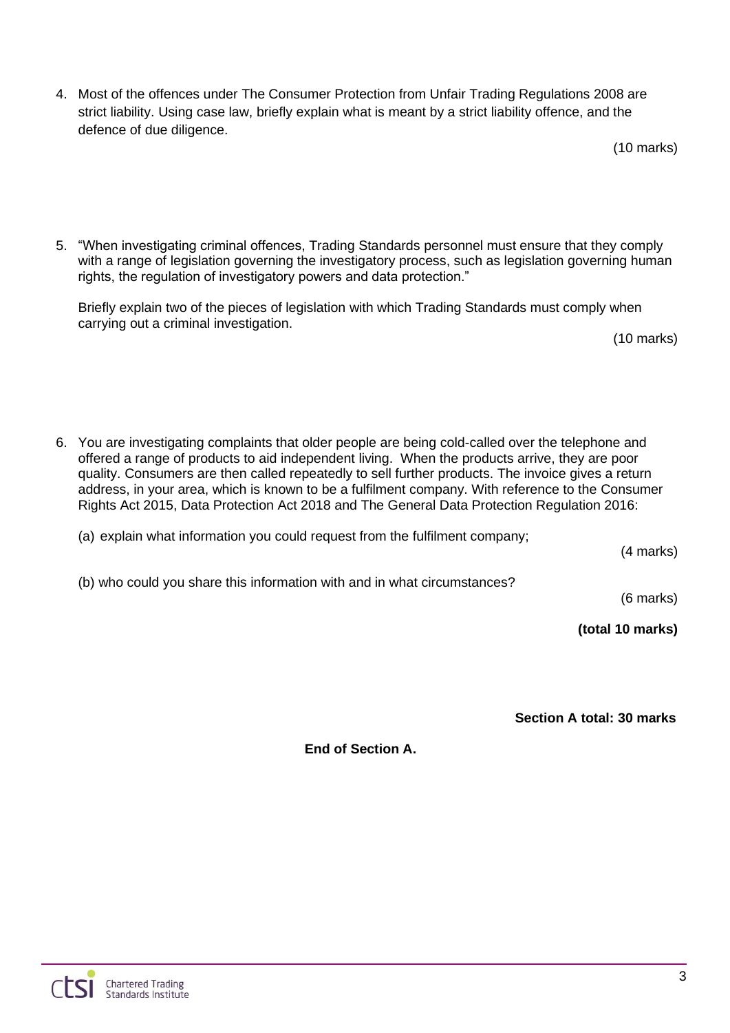4. Most of the offences under The Consumer Protection from Unfair Trading Regulations 2008 are strict liability. Using case law, briefly explain what is meant by a strict liability offence, and the defence of due diligence.

   (10 marks)

5. "When investigating criminal offences, Trading Standards personnel must ensure that they comply with a range of legislation governing the investigatory process, such as legislation governing human rights, the regulation of investigatory powers and data protection."

   Briefly explain two of the pieces of legislation with which Trading Standards must comply when carrying out a criminal investigation.

   (10 marks)

6. You are investigating complaints that older people are being cold-called over the telephone and offered a range of products to aid independent living. When the products arrive, they are poor quality. Consumers are then called repeatedly to sell further products. The invoice gives a return address, in your area, which is known to be a fulfilment company. With reference to the Consumer Rights Act 2015, Data Protection Act 2018 and The General Data Protection Regulation 2016:

   (a) explain what information you could request from the fulfilment company;

   (4 marks)

   (b) who could you share this information with and in what circumstances?

   (6 marks)

   **(total 10 marks)**

**Section A total: 30 marks**

**End of Section A.**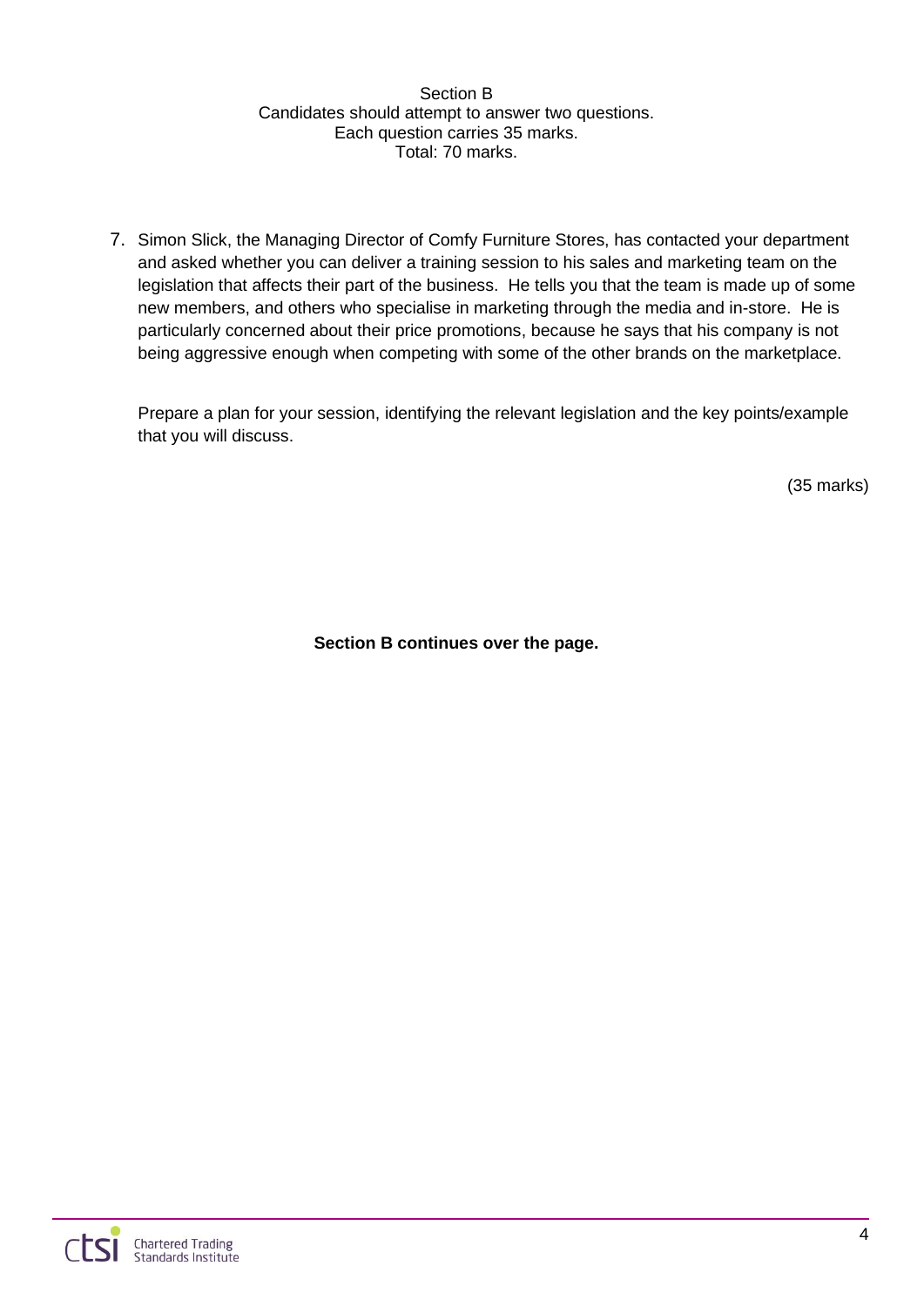Section B
Candidates should attempt to answer two questions.
Each question carries 35 marks.
Total: 70 marks.

7. Simon Slick, the Managing Director of Comfy Furniture Stores, has contacted your department and asked whether you can deliver a training session to his sales and marketing team on the legislation that affects their part of the business. He tells you that the team is made up of some new members, and others who specialise in marketing through the media and in-store. He is particularly concerned about their price promotions, because he says that his company is not being aggressive enough when competing with some of the other brands on the marketplace.

   Prepare a plan for your session, identifying the relevant legislation and the key points/example that you will discuss.

   (35 marks)

**Section B continues over the page.**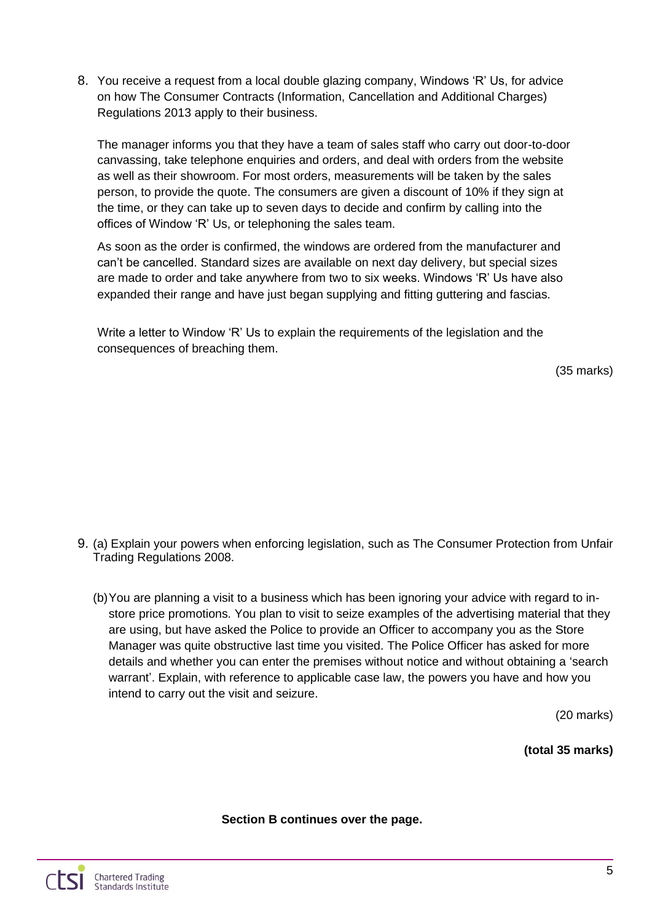8. You receive a request from a local double glazing company, Windows 'R' Us, for advice on how The Consumer Contracts (Information, Cancellation and Additional Charges) Regulations 2013 apply to their business.

   The manager informs you that they have a team of sales staff who carry out door-to-door canvassing, take telephone enquiries and orders, and deal with orders from the website as well as their showroom. For most orders, measurements will be taken by the sales person, to provide the quote. The consumers are given a discount of 10% if they sign at the time, or they can take up to seven days to decide and confirm by calling into the offices of Window 'R' Us, or telephoning the sales team.

   As soon as the order is confirmed, the windows are ordered from the manufacturer and can't be cancelled. Standard sizes are available on next day delivery, but special sizes are made to order and take anywhere from two to six weeks. Windows 'R' Us have also expanded their range and have just began supplying and fitting guttering and fascias.

   Write a letter to Window 'R' Us to explain the requirements of the legislation and the consequences of breaching them.

   (35 marks)

9. (a) Explain your powers when enforcing legislation, such as The Consumer Protection from Unfair Trading Regulations 2008.

   (b) You are planning a visit to a business which has been ignoring your advice with regard to in-store price promotions. You plan to visit to seize examples of the advertising material that they are using, but have asked the Police to provide an Officer to accompany you as the Store Manager was quite obstructive last time you visited. The Police Officer has asked for more details and whether you can enter the premises without notice and without obtaining a 'search warrant'. Explain, with reference to applicable case law, the powers you have and how you intend to carry out the visit and seizure.

   (20 marks)

   **(total 35 marks)**

**Section B continues over the page.**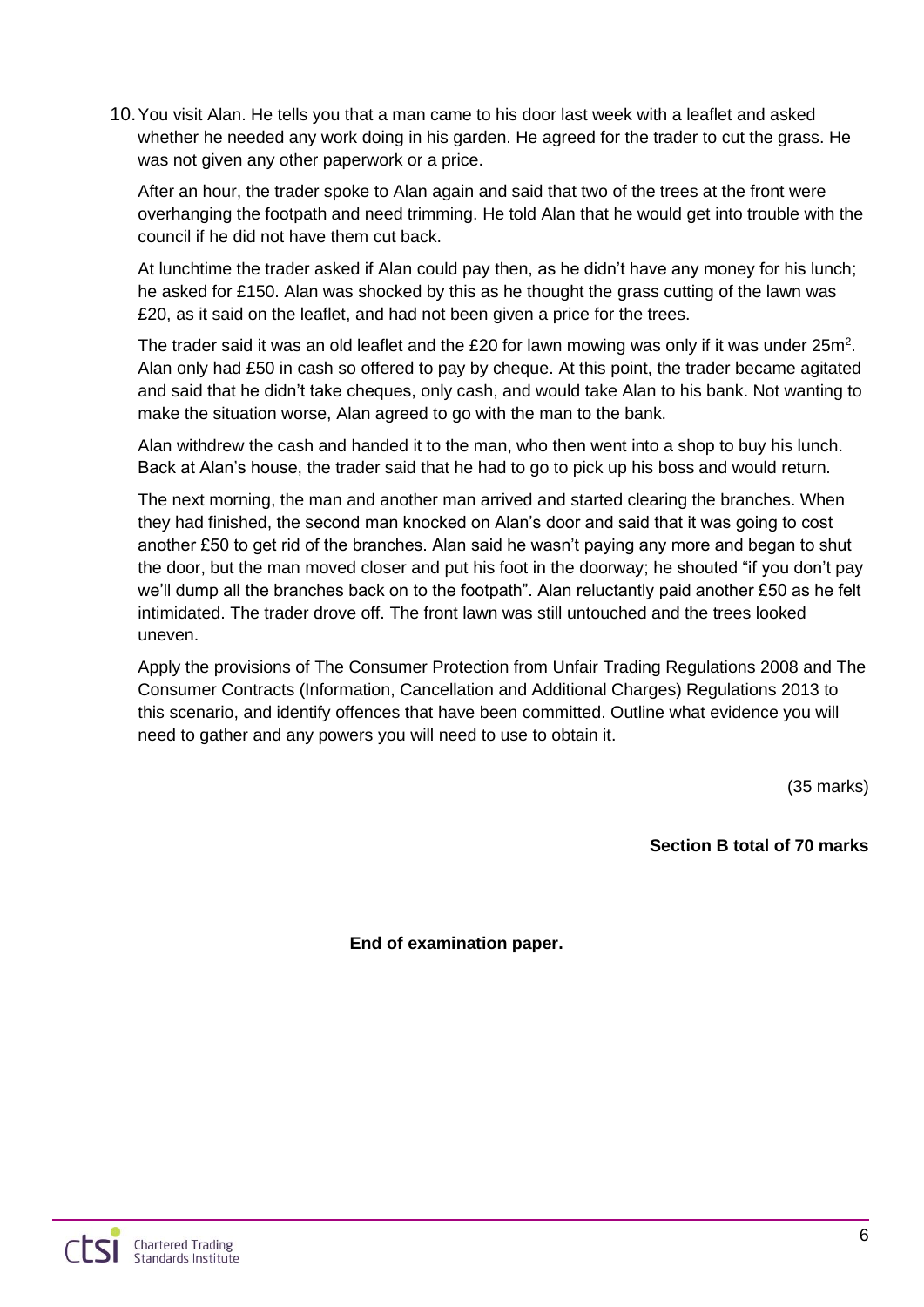10. You visit Alan. He tells you that a man came to his door last week with a leaflet and asked whether he needed any work doing in his garden. He agreed for the trader to cut the grass. He was not given any other paperwork or a price.

    After an hour, the trader spoke to Alan again and said that two of the trees at the front were overhanging the footpath and need trimming. He told Alan that he would get into trouble with the council if he did not have them cut back.

    At lunchtime the trader asked if Alan could pay then, as he didn't have any money for his lunch; he asked for £150. Alan was shocked by this as he thought the grass cutting of the lawn was £20, as it said on the leaflet, and had not been given a price for the trees.

    The trader said it was an old leaflet and the £20 for lawn mowing was only if it was under $25m^2$. Alan only had £50 in cash so offered to pay by cheque. At this point, the trader became agitated and said that he didn't take cheques, only cash, and would take Alan to his bank. Not wanting to make the situation worse, Alan agreed to go with the man to the bank.

    Alan withdrew the cash and handed it to the man, who then went into a shop to buy his lunch. Back at Alan's house, the trader said that he had to go to pick up his boss and would return.

    The next morning, the man and another man arrived and started clearing the branches. When they had finished, the second man knocked on Alan's door and said that it was going to cost another £50 to get rid of the branches. Alan said he wasn't paying any more and began to shut the door, but the man moved closer and put his foot in the doorway; he shouted "if you don't pay we'll dump all the branches back on to the footpath". Alan reluctantly paid another £50 as he felt intimidated. The trader drove off. The front lawn was still untouched and the trees looked uneven.

    Apply the provisions of The Consumer Protection from Unfair Trading Regulations 2008 and The Consumer Contracts (Information, Cancellation and Additional Charges) Regulations 2013 to this scenario, and identify offences that have been committed. Outline what evidence you will need to gather and any powers you will need to use to obtain it.

(35 marks)

**Section B total of 70 marks**

**End of examination paper.**